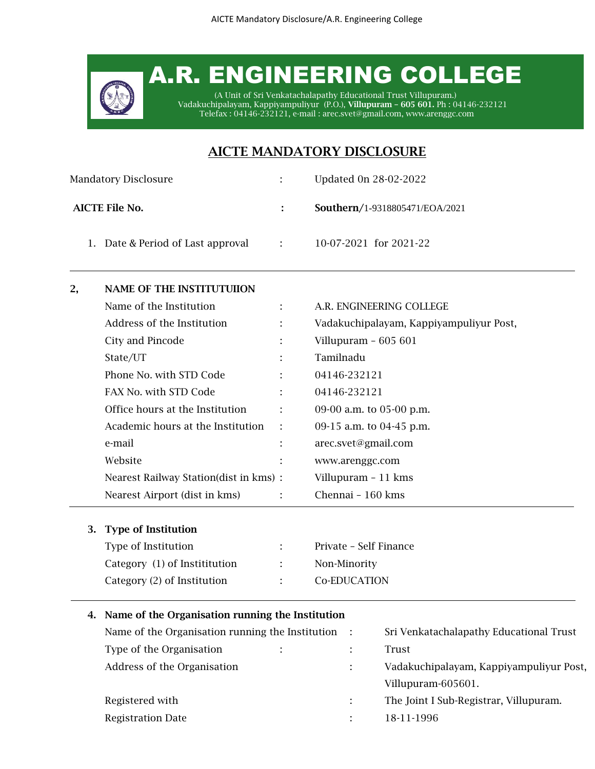# A.R. ENGINEERING COLLEGE

(A Unit of Sri Venkatachalapathy Educational Trust Villupuram.)
Vadakuchipalayam, Kappiyampuliyur (P.O.), **Villupuram – 605 601.** Ph : 04146-232121
Telefax : 04146-232121, e-mail : arec.svet@gmail.com, www.arenggc.com

## AICTE MANDATORY DISCLOSURE

Mandatory Disclosure : Updated 0n 28-02-2022

**AICTE File No.** : **Southern**/1-9318805471/EOA/2021

1. Date & Period of Last approval : 10-07-2021 for 2021-22

---

### 2, NAME OF THE INSTITUTUIION

| | | |
|---|---|---|
| Name of the Institution | : | A.R. ENGINEERING COLLEGE |
| Address of the Institution | : | Vadakuchipalayam, Kappiyampuliyur Post, |
| City and Pincode | : | Villupuram – 605 601 |
| State/UT | : | Tamilnadu |
| Phone No. with STD Code | : | 04146-232121 |
| FAX No. with STD Code | : | 04146-232121 |
| Office hours at the Institution | : | 09-00 a.m. to 05-00 p.m. |
| Academic hours at the Institution | : | 09-15 a.m. to 04-45 p.m. |
| e-mail | : | arec.svet@gmail.com |
| Website | : | www.arenggc.com |
| Nearest Railway Station(dist in kms) | : | Villupuram – 11 kms |
| Nearest Airport (dist in kms) | : | Chennai – 160 kms |

---

### 3. Type of Institution

| | | |
|---|---|---|
| Type of Institution | : | Private – Self Finance |
| Category (1) of Instititution | : | Non-Minority |
| Category (2) of Institution | : | Co-EDUCATION |

---

### 4. Name of the Organisation running the Institution

| | | |
|---|---|---|
| Name of the Organisation running the Institution | : | Sri Venkatachalapathy Educational Trust |
| Type of the Organisation | : | Trust |
| Address of the Organisation | : | Vadakuchipalayam, Kappiyampuliyur Post, Villupuram-605601. |
| Registered with | : | The Joint I Sub-Registrar, Villupuram. |
| Registration Date | : | 18-11-1996 |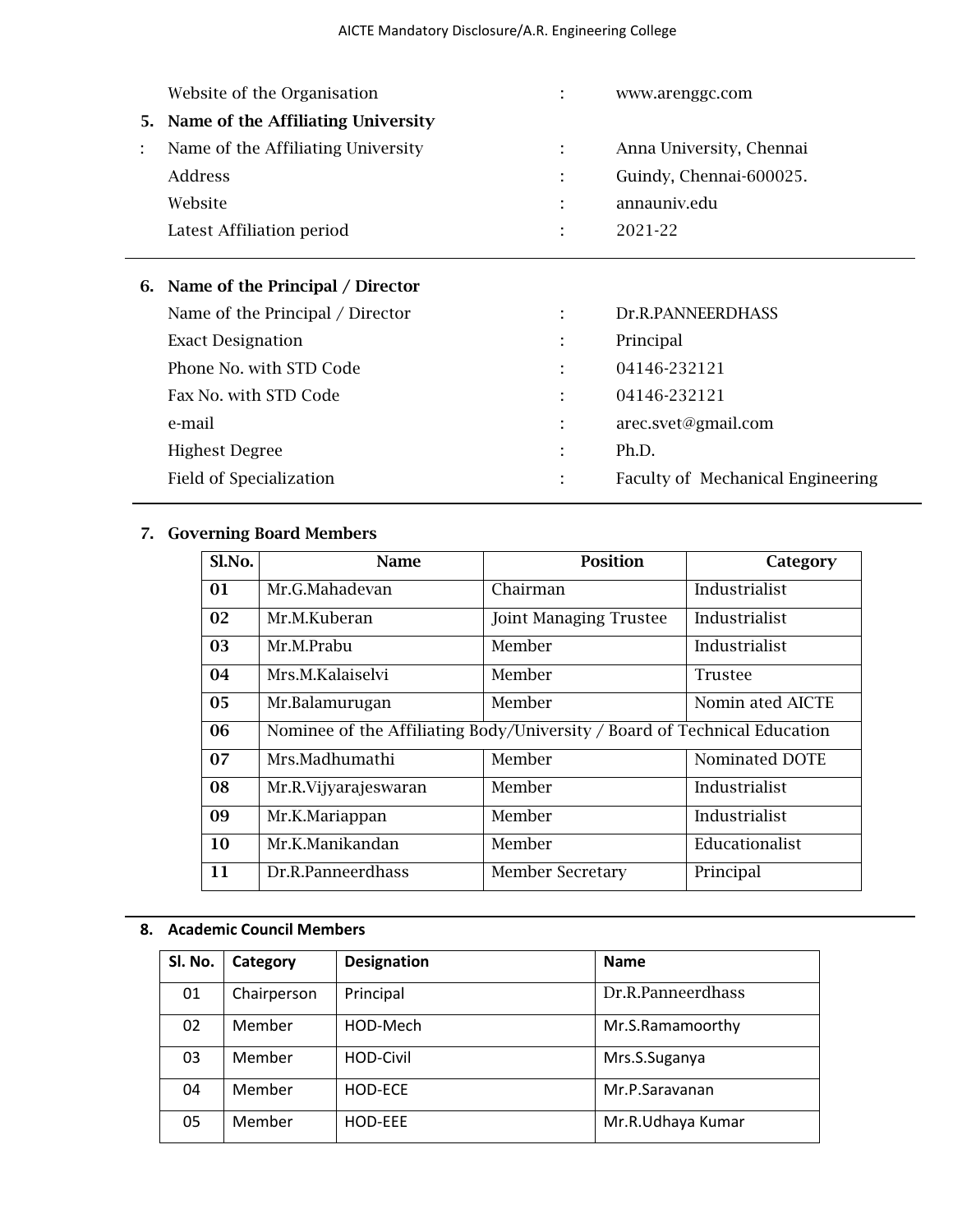| | | |
|---|---|---|
| Website of the Organisation | : | www.arenggc.com |

**5. Name of the Affiliating University**

| | | |
|---|---|---|
| Name of the Affiliating University | : | Anna University, Chennai |
| Address | : | Guindy, Chennai-600025. |
| Website | : | annauniv.edu |
| Latest Affiliation period | : | 2021-22 |

**6. Name of the Principal / Director**

| | | |
|---|---|---|
| Name of the Principal / Director | : | Dr.R.PANNEERDHASS |
| Exact Designation | : | Principal |
| Phone No. with STD Code | : | 04146-232121 |
| Fax No. with STD Code | : | 04146-232121 |
| e-mail | : | arec.svet@gmail.com |
| Highest Degree | : | Ph.D. |
| Field of Specialization | : | Faculty of Mechanical Engineering |

**7. Governing Board Members**

| Sl.No. | Name | Position | Category |
|---|---|---|---|
| 01 | Mr.G.Mahadevan | Chairman | Industrialist |
| 02 | Mr.M.Kuberan | Joint Managing Trustee | Industrialist |
| 03 | Mr.M.Prabu | Member | Industrialist |
| 04 | Mrs.M.Kalaiselvi | Member | Trustee |
| 05 | Mr.Balamurugan | Member | Nomin ated AICTE |
| 06 | Nominee of the Affiliating Body/University / Board of Technical Education | | |
| 07 | Mrs.Madhumathi | Member | Nominated DOTE |
| 08 | Mr.R.Vijyarajeswaran | Member | Industrialist |
| 09 | Mr.K.Mariappan | Member | Industrialist |
| 10 | Mr.K.Manikandan | Member | Educationalist |
| 11 | Dr.R.Panneerdhass | Member Secretary | Principal |

**8. Academic Council Members**

| Sl. No. | Category | Designation | Name |
|---|---|---|---|
| 01 | Chairperson | Principal | Dr.R.Panneerdhass |
| 02 | Member | HOD-Mech | Mr.S.Ramamoorthy |
| 03 | Member | HOD-Civil | Mrs.S.Suganya |
| 04 | Member | HOD-ECE | Mr.P.Saravanan |
| 05 | Member | HOD-EEE | Mr.R.Udhaya Kumar |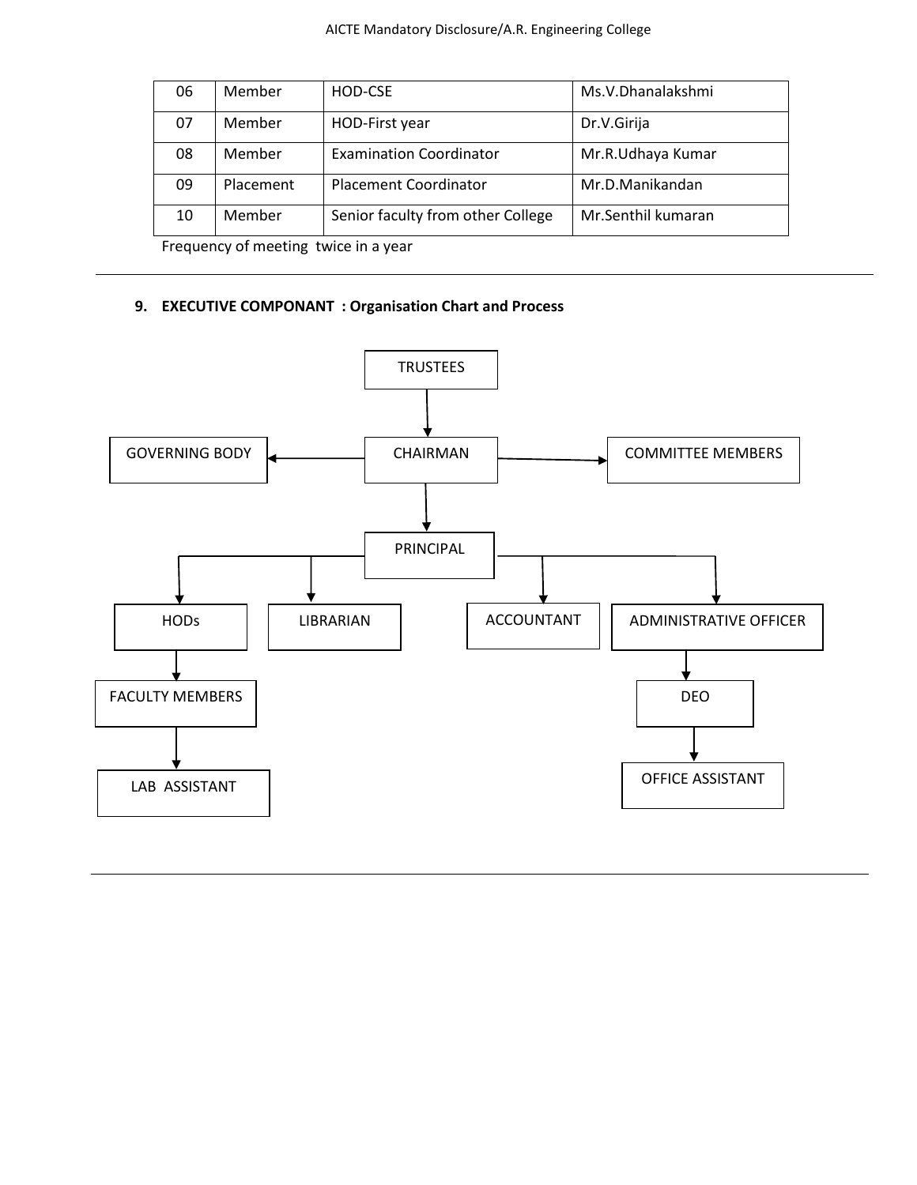| 06 | Member | HOD-CSE | Ms.V.Dhanalakshmi |
|---|---|---|---|
| 07 | Member | HOD-First year | Dr.V.Girija |
| 08 | Member | Examination Coordinator | Mr.R.Udhaya Kumar |
| 09 | Placement | Placement Coordinator | Mr.D.Manikandan |
| 10 | Member | Senior faculty from other College | Mr.Senthil kumaran |

Frequency of meeting twice in a year

---

**9. EXECUTIVE COMPONANT : Organisation Chart and Process**

- TRUSTEES
  - CHAIRMAN
    - GOVERNING BODY
    - COMMITTEE MEMBERS
    - PRINCIPAL
      - HODs
        - FACULTY MEMBERS
          - LAB ASSISTANT
      - LIBRARIAN
      - ACCOUNTANT
      - ADMINISTRATIVE OFFICER
        - DEO
          - OFFICE ASSISTANT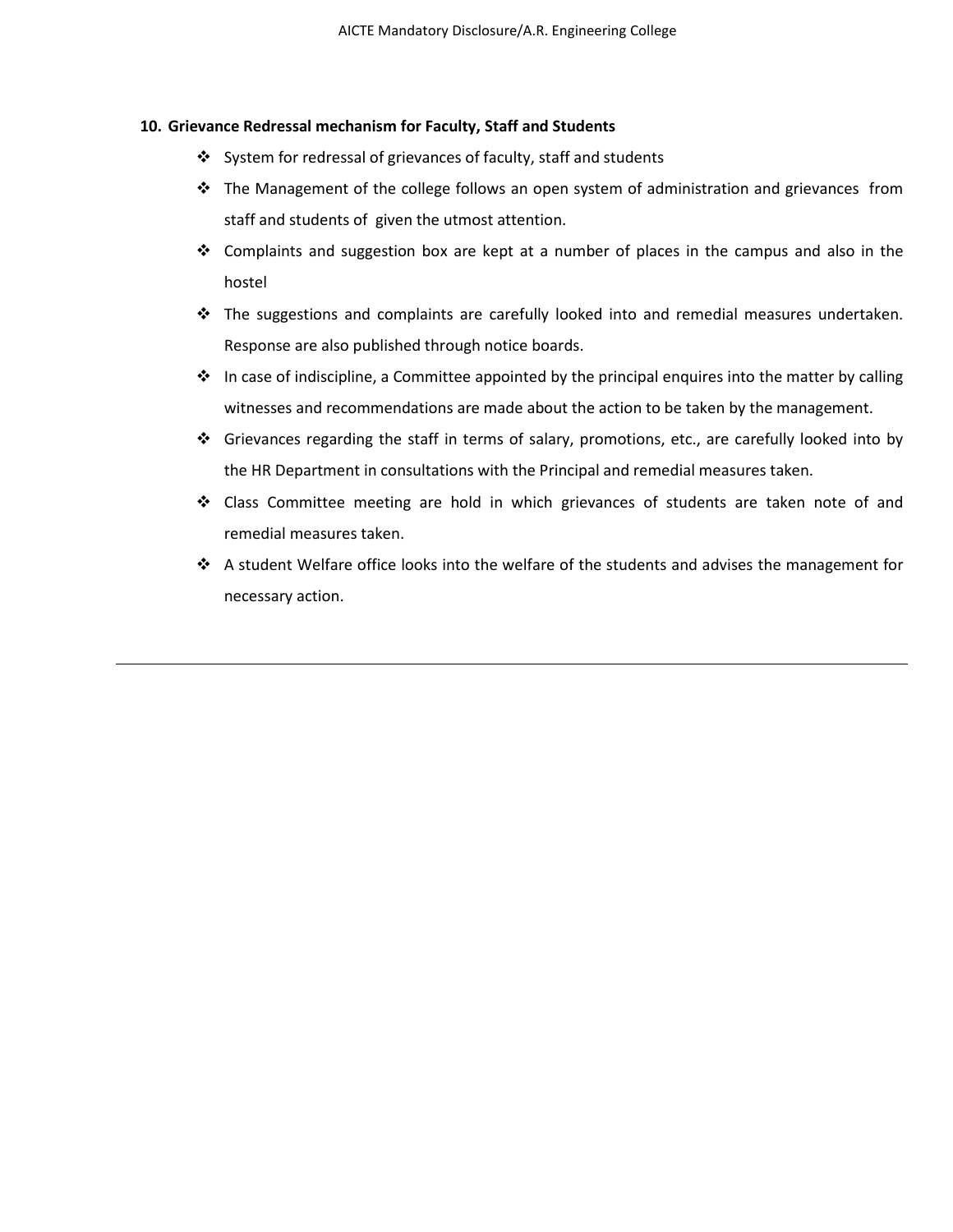## 10. Grievance Redressal mechanism for Faculty, Staff and Students

- System for redressal of grievances of faculty, staff and students
- The Management of the college follows an open system of administration and grievances from staff and students of given the utmost attention.
- Complaints and suggestion box are kept at a number of places in the campus and also in the hostel
- The suggestions and complaints are carefully looked into and remedial measures undertaken. Response are also published through notice boards.
- In case of indiscipline, a Committee appointed by the principal enquires into the matter by calling witnesses and recommendations are made about the action to be taken by the management.
- Grievances regarding the staff in terms of salary, promotions, etc., are carefully looked into by the HR Department in consultations with the Principal and remedial measures taken.
- Class Committee meeting are hold in which grievances of students are taken note of and remedial measures taken.
- A student Welfare office looks into the welfare of the students and advises the management for necessary action.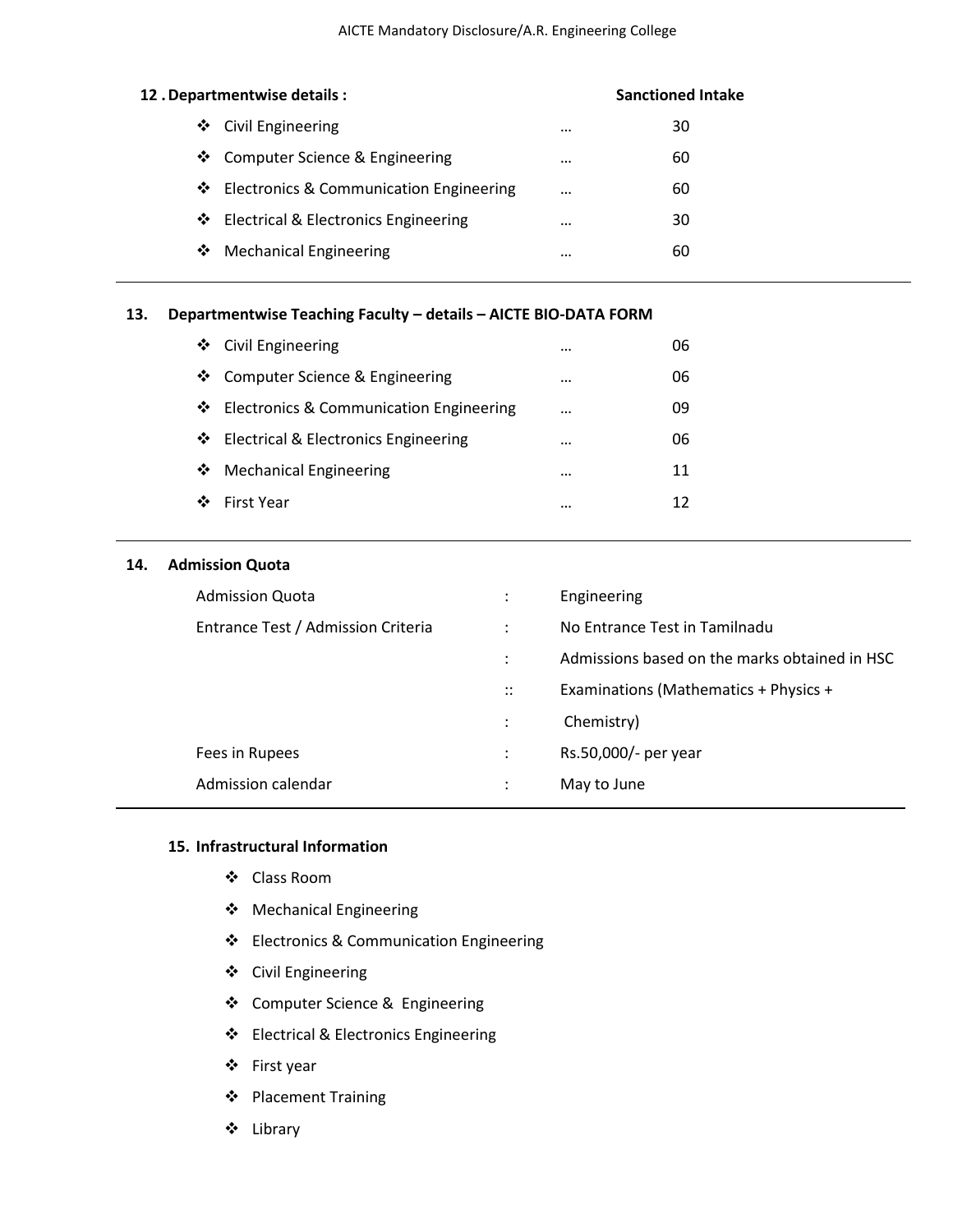## 12. Departmentwise details :

| Department | | Sanctioned Intake |
|---|---|---|
| Civil Engineering | … | 30 |
| Computer Science & Engineering | … | 60 |
| Electronics & Communication Engineering | … | 60 |
| Electrical & Electronics Engineering | … | 30 |
| Mechanical Engineering | … | 60 |

---

## 13. Departmentwise Teaching Faculty – details – AICTE BIO-DATA FORM

| Department | | |
|---|---|---|
| Civil Engineering | … | 06 |
| Computer Science & Engineering | … | 06 |
| Electronics & Communication Engineering | … | 09 |
| Electrical & Electronics Engineering | … | 06 |
| Mechanical Engineering | … | 11 |
| First Year | … | 12 |

---

## 14. Admission Quota

| | | |
|---|---|---|
| Admission Quota | : | Engineering |
| Entrance Test / Admission Criteria | : | No Entrance Test in Tamilnadu |
| | : | Admissions based on the marks obtained in HSC |
| | :: | Examinations (Mathematics + Physics + |
| | : | Chemistry) |
| Fees in Rupees | : | Rs.50,000/- per year |
| Admission calendar | : | May to June |

---

## 15. Infrastructural Information

- Class Room
- Mechanical Engineering
- Electronics & Communication Engineering
- Civil Engineering
- Computer Science & Engineering
- Electrical & Electronics Engineering
- First year
- Placement Training
- Library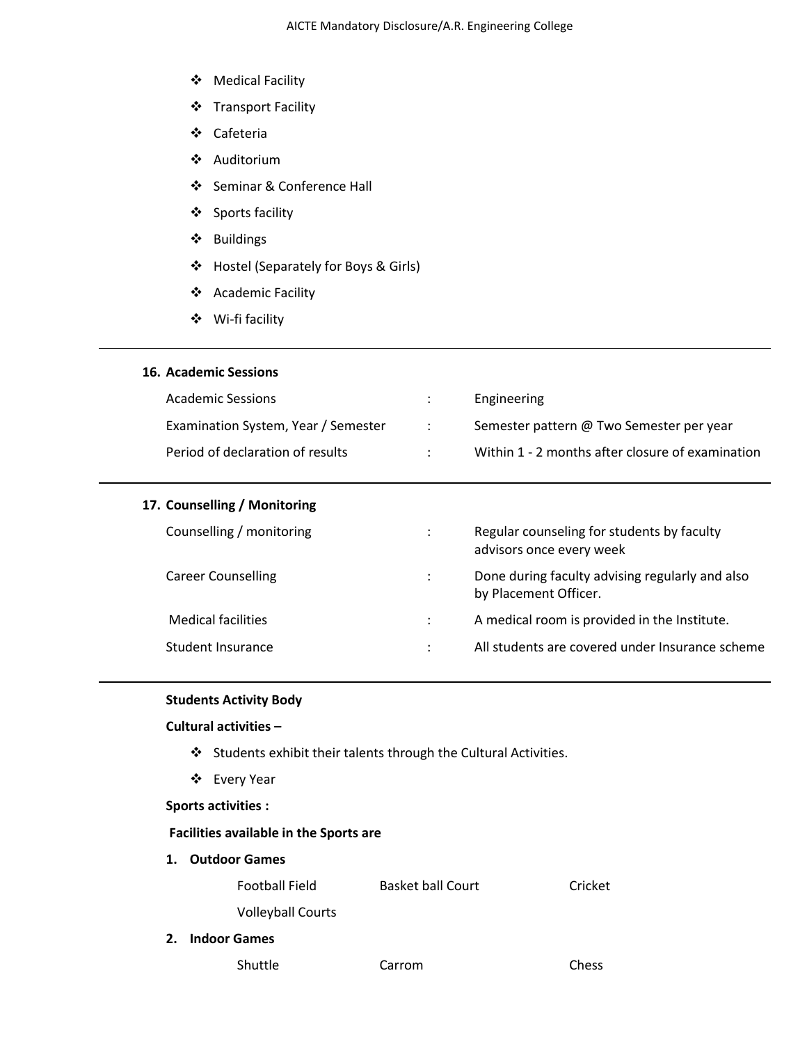- Medical Facility
- Transport Facility
- Cafeteria
- Auditorium
- Seminar & Conference Hall
- Sports facility
- Buildings
- Hostel (Separately for Boys & Girls)
- Academic Facility
- Wi-fi facility

---

## 16. Academic Sessions

| | | |
|---|---|---|
| Academic Sessions | : | Engineering |
| Examination System, Year / Semester | : | Semester pattern @ Two Semester per year |
| Period of declaration of results | : | Within 1 - 2 months after closure of examination |

---

## 17. Counselling / Monitoring

| | | |
|---|---|---|
| Counselling / monitoring | : | Regular counseling for students by faculty advisors once every week |
| Career Counselling | : | Done during faculty advising regularly and also by Placement Officer. |
| Medical facilities | : | A medical room is provided in the Institute. |
| Student Insurance | : | All students are covered under Insurance scheme |

---

**Students Activity Body**

**Cultural activities –**

- Students exhibit their talents through the Cultural Activities.
- Every Year

**Sports activities :**

**Facilities available in the Sports are**

1. **Outdoor Games**

| | | |
|---|---|---|
| Football Field | Basket ball Court | Cricket |
| Volleyball Courts | | |

2. **Indoor Games**

| | | |
|---|---|---|
| Shuttle | Carrom | Chess |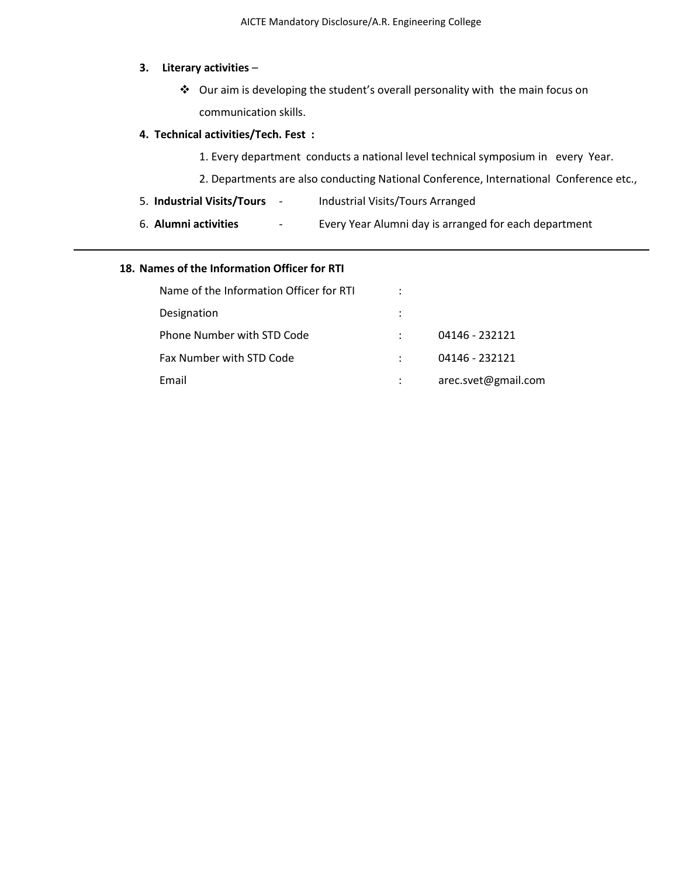**3. Literary activities** –

- Our aim is developing the student's overall personality with the main focus on communication skills.

**4. Technical activities/Tech. Fest :**

1. Every department conducts a national level technical symposium in every Year.
2. Departments are also conducting National Conference, International Conference etc.,

5. **Industrial Visits/Tours** - Industrial Visits/Tours Arranged

6. **Alumni activities** - Every Year Alumni day is arranged for each department

---

**18. Names of the Information Officer for RTI**

| | | |
|---|---|---|
| Name of the Information Officer for RTI | : | |
| Designation | : | |
| Phone Number with STD Code | : | 04146 - 232121 |
| Fax Number with STD Code | : | 04146 - 232121 |
| Email | : | arec.svet@gmail.com |